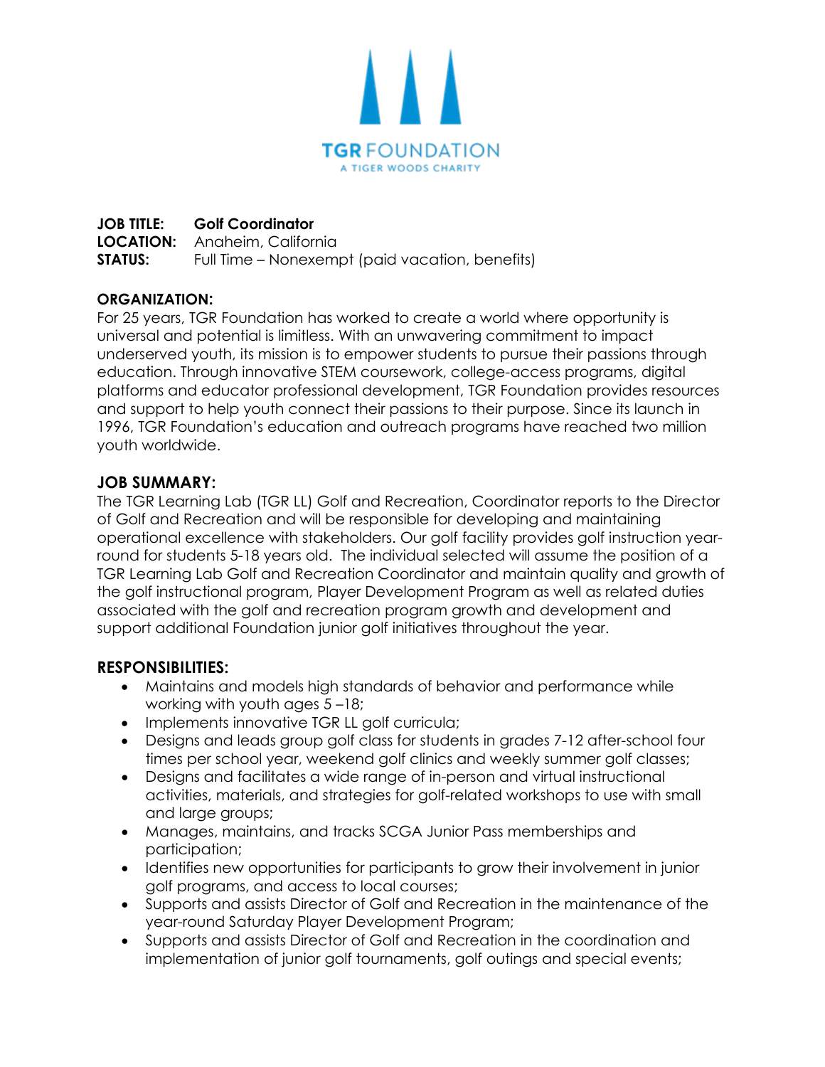TGR FOUNDATION
A TIGER WOODS CHARITY

**JOB TITLE:** **Golf Coordinator**
**LOCATION:** Anaheim, California
**STATUS:** Full Time – Nonexempt (paid vacation, benefits)

## ORGANIZATION:

For 25 years, TGR Foundation has worked to create a world where opportunity is universal and potential is limitless. With an unwavering commitment to impact underserved youth, its mission is to empower students to pursue their passions through education. Through innovative STEM coursework, college-access programs, digital platforms and educator professional development, TGR Foundation provides resources and support to help youth connect their passions to their purpose. Since its launch in 1996, TGR Foundation's education and outreach programs have reached two million youth worldwide.

## JOB SUMMARY:

The TGR Learning Lab (TGR LL) Golf and Recreation, Coordinator reports to the Director of Golf and Recreation and will be responsible for developing and maintaining operational excellence with stakeholders. Our golf facility provides golf instruction year-round for students 5-18 years old. The individual selected will assume the position of a TGR Learning Lab Golf and Recreation Coordinator and maintain quality and growth of the golf instructional program, Player Development Program as well as related duties associated with the golf and recreation program growth and development and support additional Foundation junior golf initiatives throughout the year.

## RESPONSIBILITIES:

- Maintains and models high standards of behavior and performance while working with youth ages 5 –18;
- Implements innovative TGR LL golf curricula;
- Designs and leads group golf class for students in grades 7-12 after-school four times per school year, weekend golf clinics and weekly summer golf classes;
- Designs and facilitates a wide range of in-person and virtual instructional activities, materials, and strategies for golf-related workshops to use with small and large groups;
- Manages, maintains, and tracks SCGA Junior Pass memberships and participation;
- Identifies new opportunities for participants to grow their involvement in junior golf programs, and access to local courses;
- Supports and assists Director of Golf and Recreation in the maintenance of the year-round Saturday Player Development Program;
- Supports and assists Director of Golf and Recreation in the coordination and implementation of junior golf tournaments, golf outings and special events;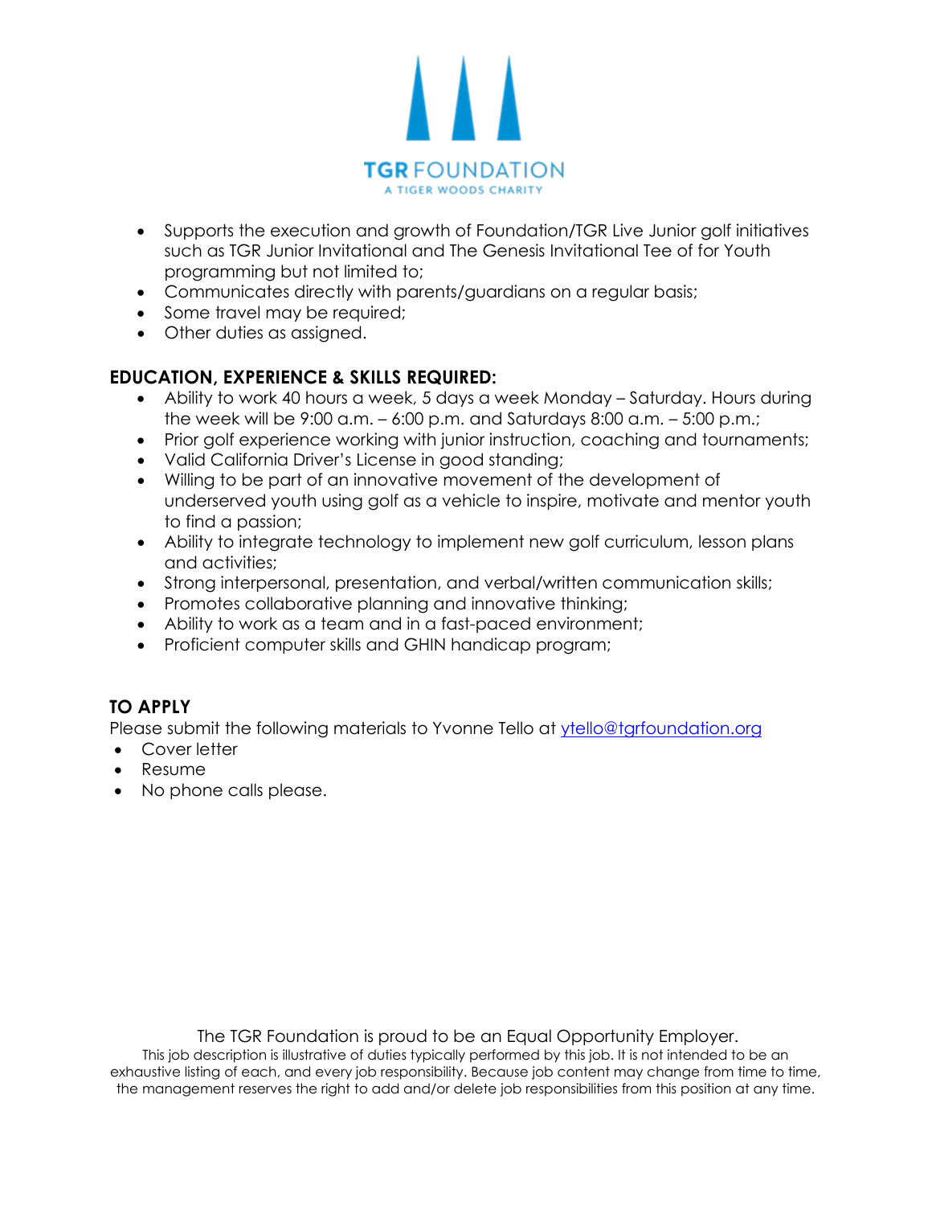- Supports the execution and growth of Foundation/TGR Live Junior golf initiatives such as TGR Junior Invitational and The Genesis Invitational Tee of for Youth programming but not limited to;
- Communicates directly with parents/guardians on a regular basis;
- Some travel may be required;
- Other duties as assigned.

## EDUCATION, EXPERIENCE & SKILLS REQUIRED:

- Ability to work 40 hours a week, 5 days a week Monday – Saturday. Hours during the week will be 9:00 a.m. – 6:00 p.m. and Saturdays 8:00 a.m. – 5:00 p.m.;
- Prior golf experience working with junior instruction, coaching and tournaments;
- Valid California Driver's License in good standing;
- Willing to be part of an innovative movement of the development of underserved youth using golf as a vehicle to inspire, motivate and mentor youth to find a passion;
- Ability to integrate technology to implement new golf curriculum, lesson plans and activities;
- Strong interpersonal, presentation, and verbal/written communication skills;
- Promotes collaborative planning and innovative thinking;
- Ability to work as a team and in a fast-paced environment;
- Proficient computer skills and GHIN handicap program;

## TO APPLY

Please submit the following materials to Yvonne Tello at ytello@tgrfoundation.org

- Cover letter
- Resume
- No phone calls please.

The TGR Foundation is proud to be an Equal Opportunity Employer.

This job description is illustrative of duties typically performed by this job. It is not intended to be an exhaustive listing of each, and every job responsibility. Because job content may change from time to time, the management reserves the right to add and/or delete job responsibilities from this position at any time.